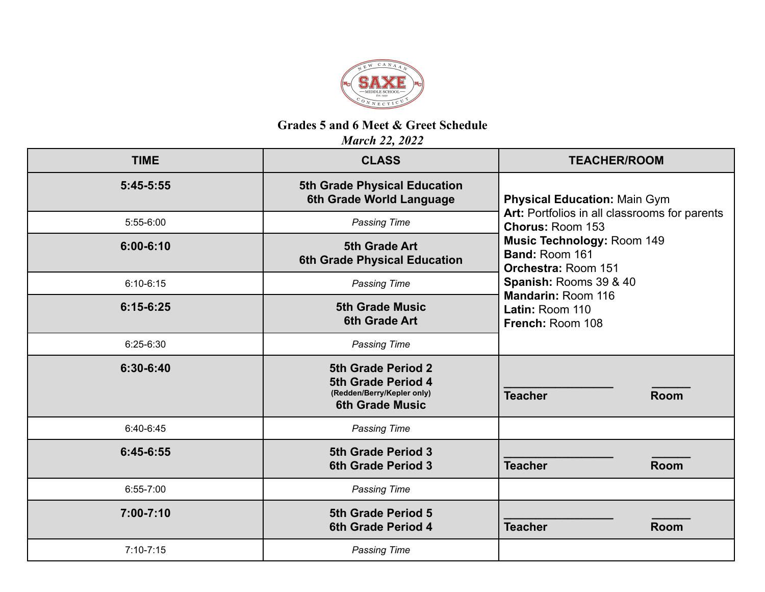NEW CANAAN SAXE MIDDLE SCHOOL CONNECTICUT

## Grades 5 and 6 Meet & Greet Schedule

*March 22, 2022*

| TIME | CLASS | TEACHER/ROOM |
|---|---|---|
| **5:45-5:55** | **5th Grade Physical Education**<br>**6th Grade World Language** | **Physical Education:** Main Gym<br>**Art:** Portfolios in all classrooms for parents<br>**Chorus:** Room 153<br>**Music Technology:** Room 149<br>**Band:** Room 161<br>**Orchestra:** Room 151<br>**Spanish:** Rooms 39 & 40<br>**Mandarin:** Room 116<br>**Latin:** Room 110<br>**French:** Room 108 |
| 5:55-6:00 | *Passing Time* | |
| **6:00-6:10** | **5th Grade Art**<br>**6th Grade Physical Education** | |
| 6:10-6:15 | *Passing Time* | |
| **6:15-6:25** | **5th Grade Music**<br>**6th Grade Art** | |
| 6:25-6:30 | *Passing Time* | |
| **6:30-6:40** | **5th Grade Period 2**<br>**5th Grade Period 4**<br>**(Redden/Berry/Kepler only)**<br>**6th Grade Music** | ________________ **Teacher** ______ **Room** |
| 6:40-6:45 | *Passing Time* | |
| **6:45-6:55** | **5th Grade Period 3**<br>**6th Grade Period 3** | ________________ **Teacher** ______ **Room** |
| 6:55-7:00 | *Passing Time* | |
| **7:00-7:10** | **5th Grade Period 5**<br>**6th Grade Period 4** | ________________ **Teacher** ______ **Room** |
| 7:10-7:15 | *Passing Time* | |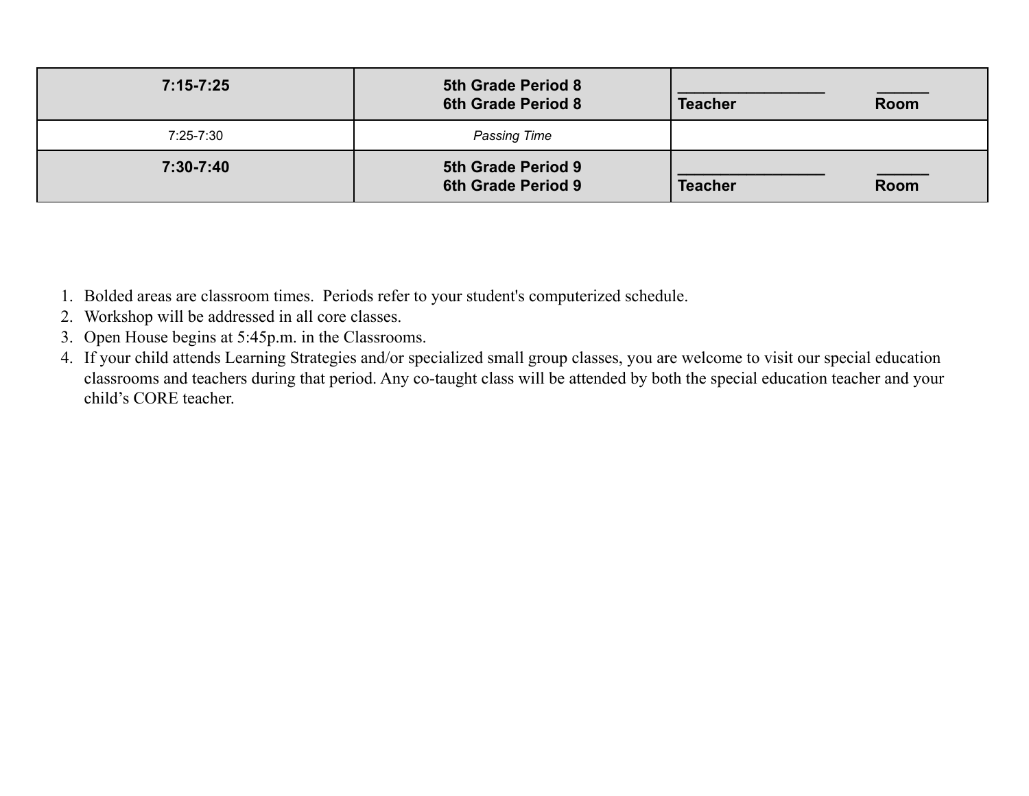| | | |
|---|---|---|
| **7:15-7:25** | **5th Grade Period 8**<br>**6th Grade Period 8** | **________________ ______**<br>**Teacher Room** |
| 7:25-7:30 | *Passing Time* | |
| **7:30-7:40** | **5th Grade Period 9**<br>**6th Grade Period 9** | **________________ ______**<br>**Teacher Room** |

1. Bolded areas are classroom times. Periods refer to your student's computerized schedule.
2. Workshop will be addressed in all core classes.
3. Open House begins at 5:45p.m. in the Classrooms.
4. If your child attends Learning Strategies and/or specialized small group classes, you are welcome to visit our special education classrooms and teachers during that period. Any co-taught class will be attended by both the special education teacher and your child's CORE teacher.